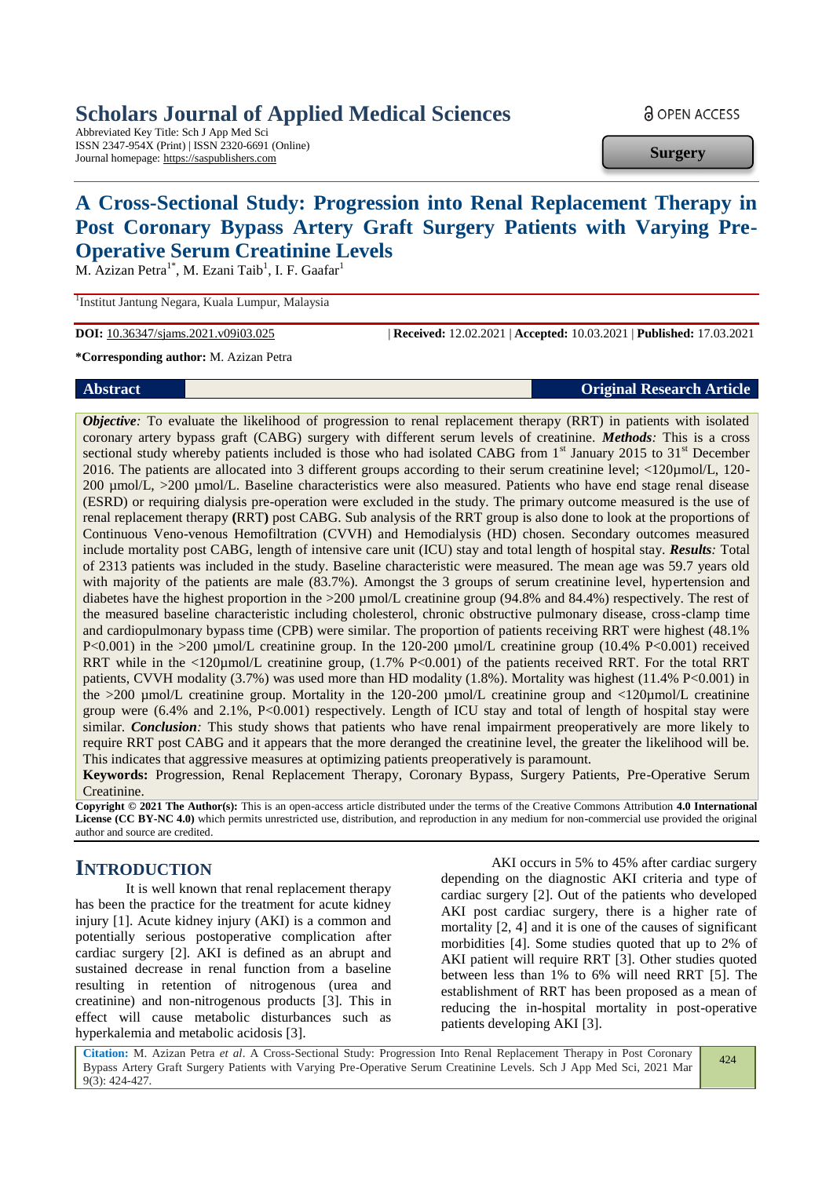# Scholars Journal of Applied Medical Sciences

Abbreviated Key Title: Sch J App Med Sci
ISSN 2347-954X (Print) | ISSN 2320-6691 (Online)
Journal homepage: https://saspublishers.com

OPEN ACCESS

**Surgery**

## A Cross-Sectional Study: Progression into Renal Replacement Therapy in Post Coronary Bypass Artery Graft Surgery Patients with Varying Pre-Operative Serum Creatinine Levels

M. Azizan Petra[1*], M. Ezani Taib[1], I. F. Gaafar[1]

[1]Institut Jantung Negara, Kuala Lumpur, Malaysia

**DOI:** 10.36347/sjams.2021.v09i03.025 | **Received:** 12.02.2021 | **Accepted:** 10.03.2021 | **Published:** 17.03.2021

**\*Corresponding author:** M. Azizan Petra

**Abstract** **Original Research Article**

***Objective:*** To evaluate the likelihood of progression to renal replacement therapy (RRT) in patients with isolated coronary artery bypass graft (CABG) surgery with different serum levels of creatinine. ***Methods:*** This is a cross sectional study whereby patients included is those who had isolated CABG from 1st January 2015 to 31st December 2016. The patients are allocated into 3 different groups according to their serum creatinine level; <120µmol/L, 120-200 µmol/L, >200 µmol/L. Baseline characteristics were also measured. Patients who have end stage renal disease (ESRD) or requiring dialysis pre-operation were excluded in the study. The primary outcome measured is the use of renal replacement therapy **(**RRT**)** post CABG. Sub analysis of the RRT group is also done to look at the proportions of Continuous Veno-venous Hemofiltration (CVVH) and Hemodialysis (HD) chosen. Secondary outcomes measured include mortality post CABG, length of intensive care unit (ICU) stay and total length of hospital stay. ***Results:*** Total of 2313 patients was included in the study. Baseline characteristic were measured. The mean age was 59.7 years old with majority of the patients are male (83.7%). Amongst the 3 groups of serum creatinine level, hypertension and diabetes have the highest proportion in the >200 µmol/L creatinine group (94.8% and 84.4%) respectively. The rest of the measured baseline characteristic including cholesterol, chronic obstructive pulmonary disease, cross-clamp time and cardiopulmonary bypass time (CPB) were similar. The proportion of patients receiving RRT were highest (48.1% P<0.001) in the >200 µmol/L creatinine group. In the 120-200 µmol/L creatinine group (10.4% P<0.001) received RRT while in the <120µmol/L creatinine group, (1.7% P<0.001) of the patients received RRT. For the total RRT patients, CVVH modality (3.7%) was used more than HD modality (1.8%). Mortality was highest (11.4% P<0.001) in the >200 µmol/L creatinine group. Mortality in the 120-200 µmol/L creatinine group and <120µmol/L creatinine group were (6.4% and 2.1%, P<0.001) respectively. Length of ICU stay and total of length of hospital stay were similar. ***Conclusion:*** This study shows that patients who have renal impairment preoperatively are more likely to require RRT post CABG and it appears that the more deranged the creatinine level, the greater the likelihood will be. This indicates that aggressive measures at optimizing patients preoperatively is paramount.

**Keywords:** Progression, Renal Replacement Therapy, Coronary Bypass, Surgery Patients, Pre-Operative Serum Creatinine.

**Copyright © 2021 The Author(s):** This is an open-access article distributed under the terms of the Creative Commons Attribution **4.0 International License (CC BY-NC 4.0)** which permits unrestricted use, distribution, and reproduction in any medium for non-commercial use provided the original author and source are credited.

## INTRODUCTION

It is well known that renal replacement therapy has been the practice for the treatment for acute kidney injury [1]. Acute kidney injury (AKI) is a common and potentially serious postoperative complication after cardiac surgery [2]. AKI is defined as an abrupt and sustained decrease in renal function from a baseline resulting in retention of nitrogenous (urea and creatinine) and non-nitrogenous products [3]. This in effect will cause metabolic disturbances such as hyperkalemia and metabolic acidosis [3].

AKI occurs in 5% to 45% after cardiac surgery depending on the diagnostic AKI criteria and type of cardiac surgery [2]. Out of the patients who developed AKI post cardiac surgery, there is a higher rate of mortality [2, 4] and it is one of the causes of significant morbidities [4]. Some studies quoted that up to 2% of AKI patient will require RRT [3]. Other studies quoted between less than 1% to 6% will need RRT [5]. The establishment of RRT has been proposed as a mean of reducing the in-hospital mortality in post-operative patients developing AKI [3].

**Citation:** M. Azizan Petra *et al*. A Cross-Sectional Study: Progression Into Renal Replacement Therapy in Post Coronary Bypass Artery Graft Surgery Patients with Varying Pre-Operative Serum Creatinine Levels. Sch J App Med Sci, 2021 Mar 9(3): 424-427.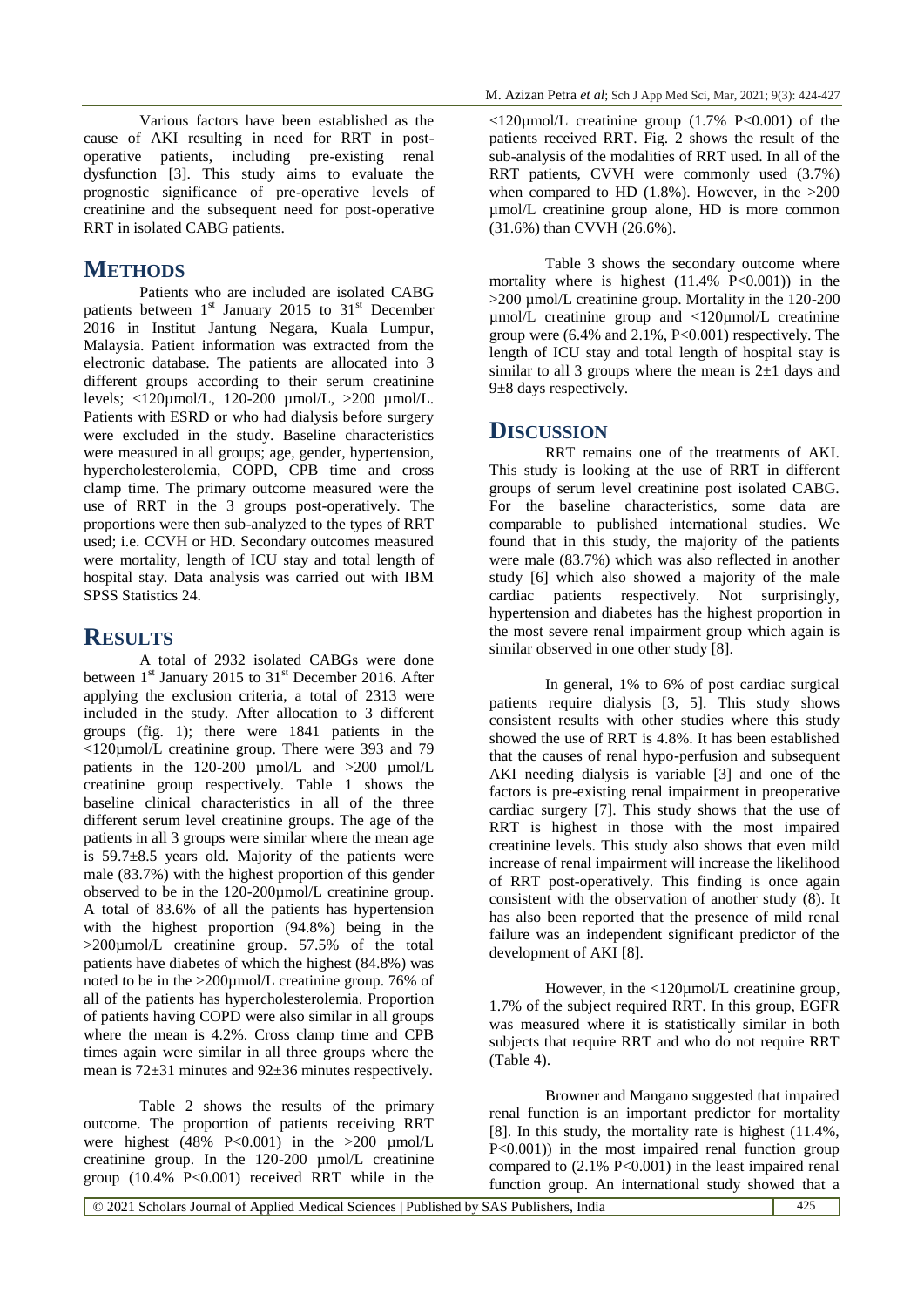Various factors have been established as the cause of AKI resulting in need for RRT in post-operative patients, including pre-existing renal dysfunction [3]. This study aims to evaluate the prognostic significance of pre-operative levels of creatinine and the subsequent need for post-operative RRT in isolated CABG patients.

# METHODS

Patients who are included are isolated CABG patients between 1st January 2015 to 31st December 2016 in Institut Jantung Negara, Kuala Lumpur, Malaysia. Patient information was extracted from the electronic database. The patients are allocated into 3 different groups according to their serum creatinine levels; <120µmol/L, 120-200 µmol/L, >200 µmol/L. Patients with ESRD or who had dialysis before surgery were excluded in the study. Baseline characteristics were measured in all groups; age, gender, hypertension, hypercholesterolemia, COPD, CPB time and cross clamp time. The primary outcome measured were the use of RRT in the 3 groups post-operatively. The proportions were then sub-analyzed to the types of RRT used; i.e. CCVH or HD. Secondary outcomes measured were mortality, length of ICU stay and total length of hospital stay. Data analysis was carried out with IBM SPSS Statistics 24.

# RESULTS

A total of 2932 isolated CABGs were done between 1st January 2015 to 31st December 2016. After applying the exclusion criteria, a total of 2313 were included in the study. After allocation to 3 different groups (fig. 1); there were 1841 patients in the <120µmol/L creatinine group. There were 393 and 79 patients in the 120-200 µmol/L and >200 µmol/L creatinine group respectively. Table 1 shows the baseline clinical characteristics in all of the three different serum level creatinine groups. The age of the patients in all 3 groups were similar where the mean age is 59.7±8.5 years old. Majority of the patients were male (83.7%) with the highest proportion of this gender observed to be in the 120-200µmol/L creatinine group. A total of 83.6% of all the patients has hypertension with the highest proportion (94.8%) being in the >200µmol/L creatinine group. 57.5% of the total patients have diabetes of which the highest (84.8%) was noted to be in the >200µmol/L creatinine group. 76% of all of the patients has hypercholesterolemia. Proportion of patients having COPD were also similar in all groups where the mean is 4.2%. Cross clamp time and CPB times again were similar in all three groups where the mean is 72±31 minutes and 92±36 minutes respectively.

Table 2 shows the results of the primary outcome. The proportion of patients receiving RRT were highest (48% $P<0.001$) in the >200 µmol/L creatinine group. In the 120-200 µmol/L creatinine group (10.4% $P<0.001$) received RRT while in the <120µmol/L creatinine group (1.7% $P<0.001$) of the patients received RRT. Fig. 2 shows the result of the sub-analysis of the modalities of RRT used. In all of the RRT patients, CVVH were commonly used (3.7%) when compared to HD (1.8%). However, in the >200 µmol/L creatinine group alone, HD is more common (31.6%) than CVVH (26.6%).

Table 3 shows the secondary outcome where mortality where is highest (11.4% $P<0.001$)) in the >200 µmol/L creatinine group. Mortality in the 120-200 µmol/L creatinine group and <120µmol/L creatinine group were (6.4% and 2.1%, $P<0.001$) respectively. The length of ICU stay and total length of hospital stay is similar to all 3 groups where the mean is 2±1 days and 9±8 days respectively.

# DISCUSSION

RRT remains one of the treatments of AKI. This study is looking at the use of RRT in different groups of serum level creatinine post isolated CABG. For the baseline characteristics, some data are comparable to published international studies. We found that in this study, the majority of the patients were male (83.7%) which was also reflected in another study [6] which also showed a majority of the male cardiac patients respectively. Not surprisingly, hypertension and diabetes has the highest proportion in the most severe renal impairment group which again is similar observed in one other study [8].

In general, 1% to 6% of post cardiac surgical patients require dialysis [3, 5]. This study shows consistent results with other studies where this study showed the use of RRT is 4.8%. It has been established that the causes of renal hypo-perfusion and subsequent AKI needing dialysis is variable [3] and one of the factors is pre-existing renal impairment in preoperative cardiac surgery [7]. This study shows that the use of RRT is highest in those with the most impaired creatinine levels. This study also shows that even mild increase of renal impairment will increase the likelihood of RRT post-operatively. This finding is once again consistent with the observation of another study (8). It has also been reported that the presence of mild renal failure was an independent significant predictor of the development of AKI [8].

However, in the <120µmol/L creatinine group, 1.7% of the subject required RRT. In this group, EGFR was measured where it is statistically similar in both subjects that require RRT and who do not require RRT (Table 4).

Browner and Mangano suggested that impaired renal function is an important predictor for mortality [8]. In this study, the mortality rate is highest (11.4%, $P<0.001$)) in the most impaired renal function group compared to (2.1% $P<0.001$) in the least impaired renal function group. An international study showed that a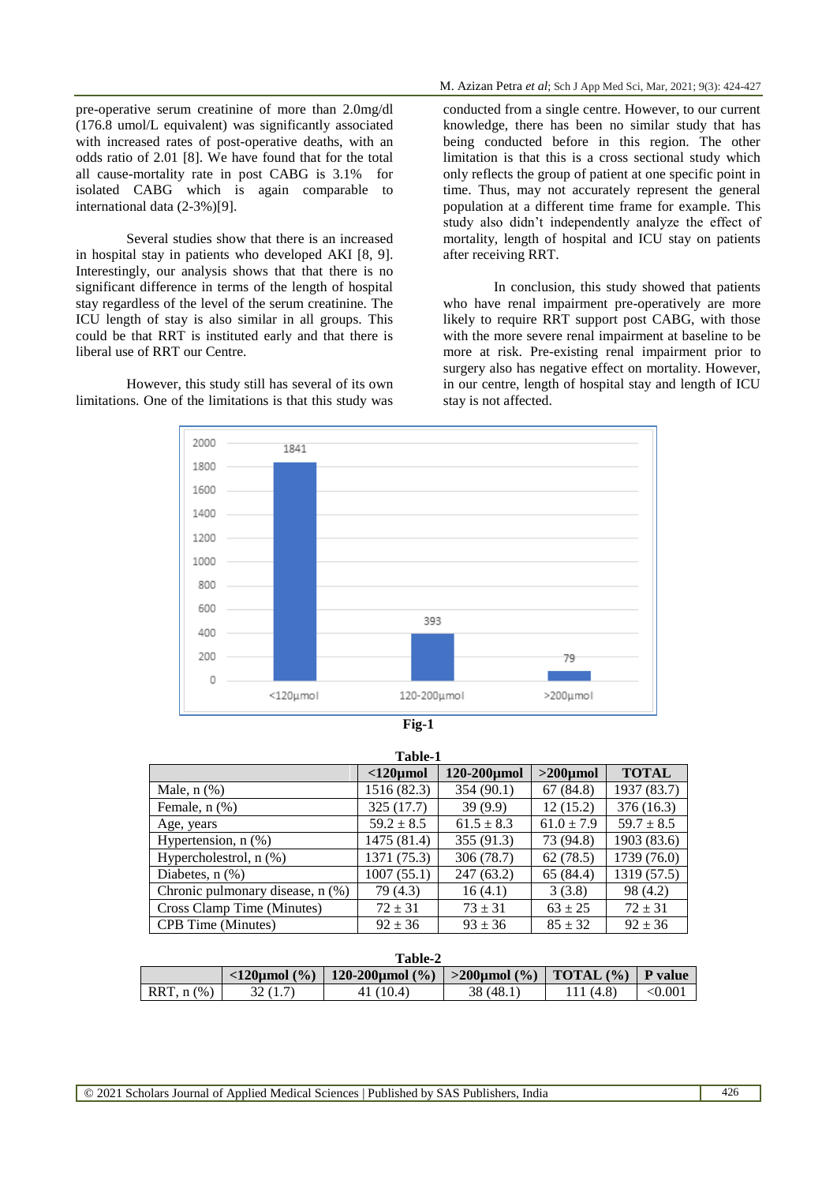pre-operative serum creatinine of more than 2.0mg/dl (176.8 umol/L equivalent) was significantly associated with increased rates of post-operative deaths, with an odds ratio of 2.01 [8]. We have found that for the total all cause-mortality rate in post CABG is 3.1% for isolated CABG which is again comparable to international data (2-3%)[9].

Several studies show that there is an increased in hospital stay in patients who developed AKI [8, 9]. Interestingly, our analysis shows that that there is no significant difference in terms of the length of hospital stay regardless of the level of the serum creatinine. The ICU length of stay is also similar in all groups. This could be that RRT is instituted early and that there is liberal use of RRT our Centre.

However, this study still has several of its own limitations. One of the limitations is that this study was conducted from a single centre. However, to our current knowledge, there has been no similar study that has being conducted before in this region. The other limitation is that this is a cross sectional study which only reflects the group of patient at one specific point in time. Thus, may not accurately represent the general population at a different time frame for example. This study also didn't independently analyze the effect of mortality, length of hospital and ICU stay on patients after receiving RRT.

In conclusion, this study showed that patients who have renal impairment pre-operatively are more likely to require RRT support post CABG, with those with the more severe renal impairment at baseline to be more at risk. Pre-existing renal impairment prior to surgery also has negative effect on mortality. However, in our centre, length of hospital stay and length of ICU stay is not affected.

| Category | Value |
|---|---|
| <120µmol | 1841 |
| 120-200µmol | 393 |
| >200µmol | 79 |

**Fig-1**

**Table-1**

| | <120µmol | 120-200µmol | >200µmol | TOTAL |
|---|---|---|---|---|
| Male, n (%) | 1516 (82.3) | 354 (90.1) | 67 (84.8) | 1937 (83.7) |
| Female, n (%) | 325 (17.7) | 39 (9.9) | 12 (15.2) | 376 (16.3) |
| Age, years | 59.2 ± 8.5 | 61.5 ± 8.3 | 61.0 ± 7.9 | 59.7 ± 8.5 |
| Hypertension, n (%) | 1475 (81.4) | 355 (91.3) | 73 (94.8) | 1903 (83.6) |
| Hypercholestrol, n (%) | 1371 (75.3) | 306 (78.7) | 62 (78.5) | 1739 (76.0) |
| Diabetes, n (%) | 1007 (55.1) | 247 (63.2) | 65 (84.4) | 1319 (57.5) |
| Chronic pulmonary disease, n (%) | 79 (4.3) | 16 (4.1) | 3 (3.8) | 98 (4.2) |
| Cross Clamp Time (Minutes) | 72 ± 31 | 73 ± 31 | 63 ± 25 | 72 ± 31 |
| CPB Time (Minutes) | 92 ± 36 | 93 ± 36 | 85 ± 32 | 92 ± 36 |

**Table-2**

| | <120µmol (%) | 120-200µmol (%) | >200µmol (%) | TOTAL (%) | P value |
|---|---|---|---|---|---|
| RRT, n (%) | 32 (1.7) | 41 (10.4) | 38 (48.1) | 111 (4.8) | <0.001 |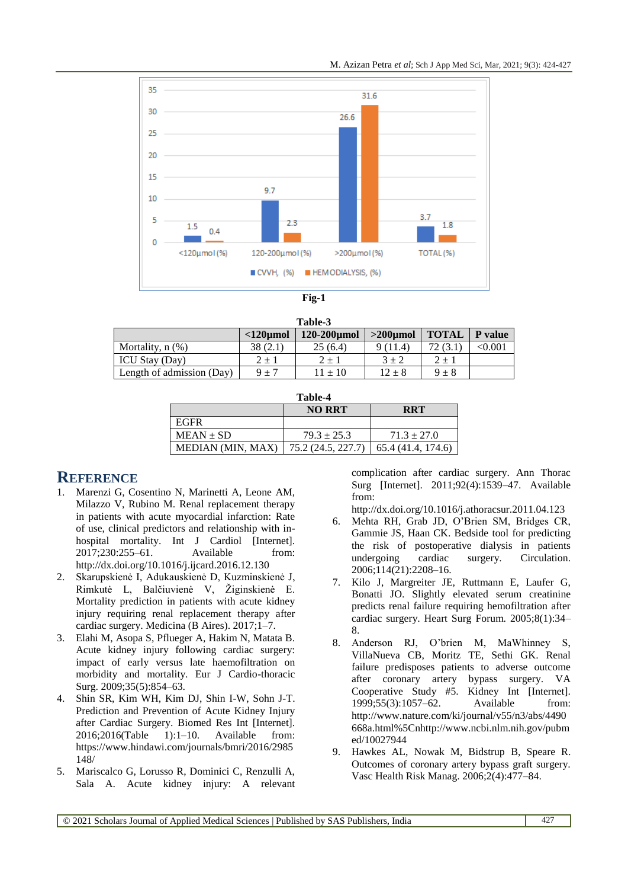35
30
25
20
15
10
5
0

1.5 0.4
9.7 2.3
26.6 31.6
3.7 1.8

<120µmol (%)
120-200µmol (%)
>200µmol (%)
TOTAL (%)

CVVH, (%)
HEMODIALYSIS, (%)

**Fig-1**

**Table-3**

| | <120µmol | 120-200µmol | >200µmol | TOTAL | P value |
|---|---|---|---|---|---|
| Mortality, n (%) | 38 (2.1) | 25 (6.4) | 9 (11.4) | 72 (3.1) | <0.001 |
| ICU Stay (Day) | 2 ± 1 | 2 ± 1 | 3 ± 2 | 2 ± 1 | |
| Length of admission (Day) | 9 ± 7 | 11 ± 10 | 12 ± 8 | 9 ± 8 | |

**Table-4**

| | NO RRT | RRT |
|---|---|---|
| EGFR | | |
| MEAN ± SD | 79.3 ± 25.3 | 71.3 ± 27.0 |
| MEDIAN (MIN, MAX) | 75.2 (24.5, 227.7) | 65.4 (41.4, 174.6) |

## REFERENCE

1. Marenzi G, Cosentino N, Marinetti A, Leone AM, Milazzo V, Rubino M. Renal replacement therapy in patients with acute myocardial infarction: Rate of use, clinical predictors and relationship with in-hospital mortality. Int J Cardiol [Internet]. 2017;230:255–61. Available from: http://dx.doi.org/10.1016/j.ijcard.2016.12.130
2. Skarupskienė I, Adukauskienė D, Kuzminskienė J, Rimkutė L, Balčiuvienė V, Žiginskienė E. Mortality prediction in patients with acute kidney injury requiring renal replacement therapy after cardiac surgery. Medicina (B Aires). 2017;1–7.
3. Elahi M, Asopa S, Pflueger A, Hakim N, Matata B. Acute kidney injury following cardiac surgery: impact of early versus late haemofiltration on morbidity and mortality. Eur J Cardio-thoracic Surg. 2009;35(5):854–63.
4. Shin SR, Kim WH, Kim DJ, Shin I-W, Sohn J-T. Prediction and Prevention of Acute Kidney Injury after Cardiac Surgery. Biomed Res Int [Internet]. 2016;2016(Table 1):1–10. Available from: https://www.hindawi.com/journals/bmri/2016/2985148/
5. Mariscalco G, Lorusso R, Dominici C, Renzulli A, Sala A. Acute kidney injury: A relevant complication after cardiac surgery. Ann Thorac Surg [Internet]. 2011;92(4):1539–47. Available from: http://dx.doi.org/10.1016/j.athoracsur.2011.04.123
6. Mehta RH, Grab JD, O'Brien SM, Bridges CR, Gammie JS, Haan CK. Bedside tool for predicting the risk of postoperative dialysis in patients undergoing cardiac surgery. Circulation. 2006;114(21):2208–16.
7. Kilo J, Margreiter JE, Ruttmann E, Laufer G, Bonatti JO. Slightly elevated serum creatinine predicts renal failure requiring hemofiltration after cardiac surgery. Heart Surg Forum. 2005;8(1):34–8.
8. Anderson RJ, O'brien M, MaWhinney S, VillaNueva CB, Moritz TE, Sethi GK. Renal failure predisposes patients to adverse outcome after coronary artery bypass surgery. VA Cooperative Study #5. Kidney Int [Internet]. 1999;55(3):1057–62. Available from: http://www.nature.com/ki/journal/v55/n3/abs/4490668a.html%5Cnhttp://www.ncbi.nlm.nih.gov/pubmed/10027944
9. Hawkes AL, Nowak M, Bidstrup B, Speare R. Outcomes of coronary artery bypass graft surgery. Vasc Health Risk Manag. 2006;2(4):477–84.